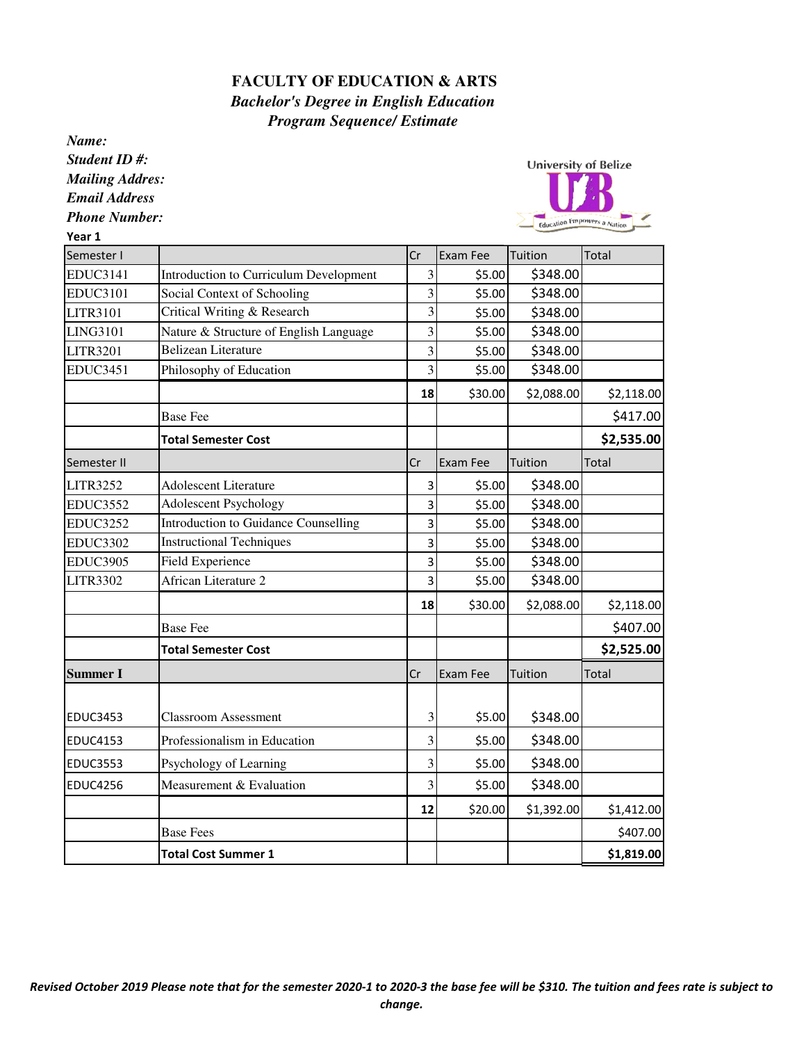# FACULTY OF EDUCATION & ARTS

### *Bachelor's Degree in English Education*

### *Program Sequence/ Estimate*

***Name:***
***Student ID #:***
***Mailing Addres:***
***Email Address***
***Phone Number:***

**Year 1**

| Semester I | | Cr | Exam Fee | Tuition | Total |
|---|---|---|---|---|---|
| EDUC3141 | Introduction to Curriculum Development | 3 | $5.00 | $348.00 | |
| EDUC3101 | Social Context of Schooling | 3 | $5.00 | $348.00 | |
| LITR3101 | Critical Writing & Research | 3 | $5.00 | $348.00 | |
| LING3101 | Nature & Structure of English Language | 3 | $5.00 | $348.00 | |
| LITR3201 | Belizean Literature | 3 | $5.00 | $348.00 | |
| EDUC3451 | Philosophy of Education | 3 | $5.00 | $348.00 | |
| | | **18** | $30.00 | $2,088.00 | $2,118.00 |
| | Base Fee | | | | $417.00 |
| | **Total Semester Cost** | | | | **$2,535.00** |
| Semester II | | Cr | Exam Fee | Tuition | Total |
| LITR3252 | Adolescent Literature | 3 | $5.00 | $348.00 | |
| EDUC3552 | Adolescent Psychology | 3 | $5.00 | $348.00 | |
| EDUC3252 | Introduction to Guidance Counselling | 3 | $5.00 | $348.00 | |
| EDUC3302 | Instructional Techniques | 3 | $5.00 | $348.00 | |
| EDUC3905 | Field Experience | 3 | $5.00 | $348.00 | |
| LITR3302 | African Literature 2 | 3 | $5.00 | $348.00 | |
| | | **18** | $30.00 | $2,088.00 | $2,118.00 |
| | Base Fee | | | | $407.00 |
| | **Total Semester Cost** | | | | **$2,525.00** |
| **Summer I** | | Cr | Exam Fee | Tuition | Total |
| EDUC3453 | Classroom Assessment | 3 | $5.00 | $348.00 | |
| EDUC4153 | Professionalism in Education | 3 | $5.00 | $348.00 | |
| EDUC3553 | Psychology of Learning | 3 | $5.00 | $348.00 | |
| EDUC4256 | Measurement & Evaluation | 3 | $5.00 | $348.00 | |
| | | **12** | $20.00 | $1,392.00 | $1,412.00 |
| | Base Fees | | | | $407.00 |
| | **Total Cost Summer 1** | | | | **$1,819.00** |

***Revised October 2019 Please note that for the semester 2020-1 to 2020-3 the base fee will be $310. The tuition and fees rate is subject to change.***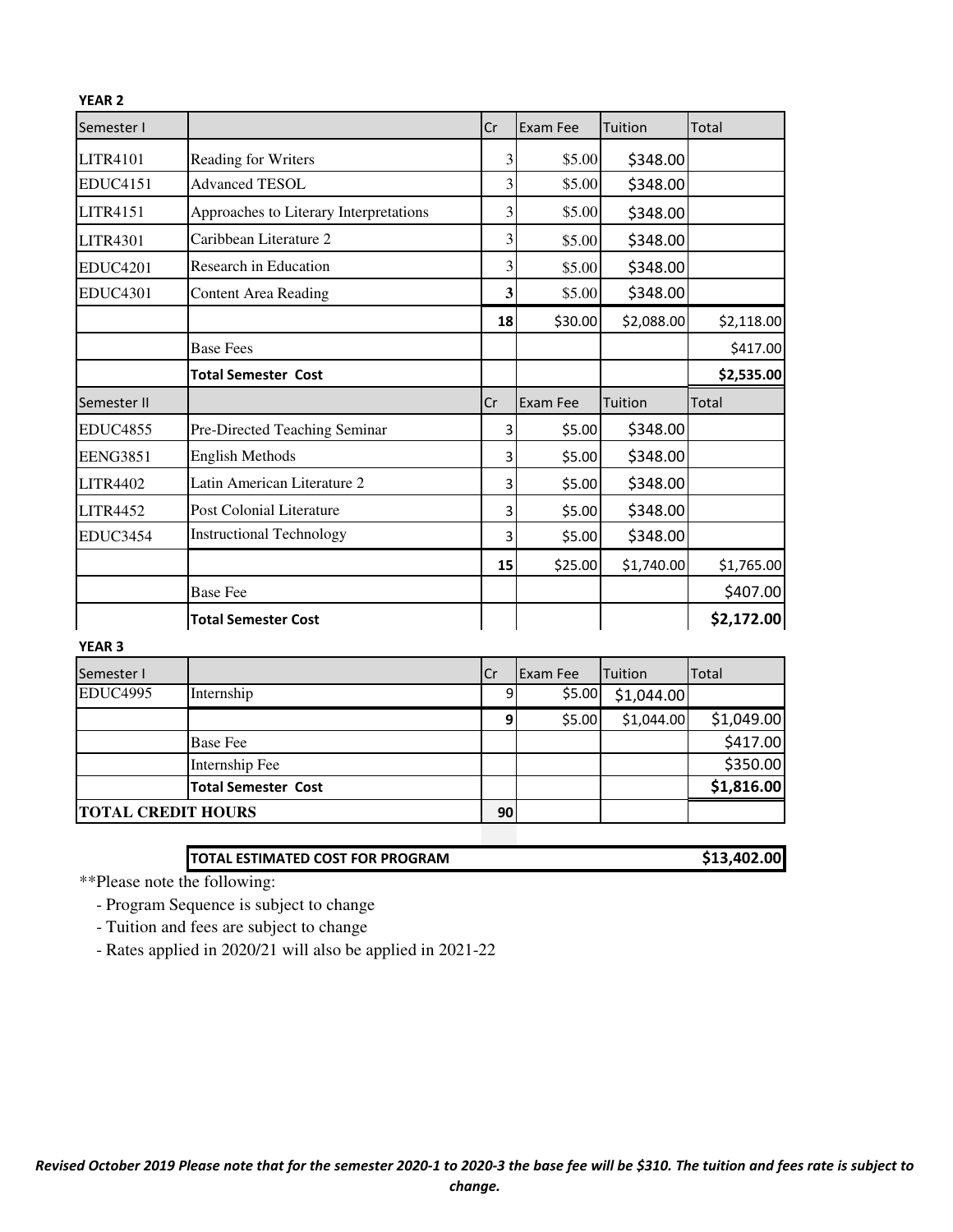**YEAR 2**

| Semester I | | Cr | Exam Fee | Tuition | Total |
|---|---|---|---|---|---|
| LITR4101 | Reading for Writers | 3 | $5.00 | $348.00 | |
| EDUC4151 | Advanced TESOL | 3 | $5.00 | $348.00 | |
| LITR4151 | Approaches to Literary Interpretations | 3 | $5.00 | $348.00 | |
| LITR4301 | Caribbean Literature 2 | 3 | $5.00 | $348.00 | |
| EDUC4201 | Research in Education | 3 | $5.00 | $348.00 | |
| EDUC4301 | Content Area Reading | 3 | $5.00 | $348.00 | |
| | | 18 | $30.00 | $2,088.00 | $2,118.00 |
| | Base Fees | | | | $417.00 |
| | **Total Semester Cost** | | | | **$2,535.00** |
| Semester II | | Cr | Exam Fee | Tuition | Total |
| EDUC4855 | Pre-Directed Teaching Seminar | 3 | $5.00 | $348.00 | |
| EENG3851 | English Methods | 3 | $5.00 | $348.00 | |
| LITR4402 | Latin American Literature 2 | 3 | $5.00 | $348.00 | |
| LITR4452 | Post Colonial Literature | 3 | $5.00 | $348.00 | |
| EDUC3454 | Instructional Technology | 3 | $5.00 | $348.00 | |
| | | 15 | $25.00 | $1,740.00 | $1,765.00 |
| | Base Fee | | | | $407.00 |
| | **Total Semester Cost** | | | | **$2,172.00** |

**YEAR 3**

| Semester I | | Cr | Exam Fee | Tuition | Total |
|---|---|---|---|---|---|
| EDUC4995 | Internship | 9 | $5.00 | $1,044.00 | |
| | | 9 | $5.00 | $1,044.00 | $1,049.00 |
| | Base Fee | | | | $417.00 |
| | Internship Fee | | | | $350.00 |
| | **Total Semester Cost** | | | | **$1,816.00** |
| **TOTAL CREDIT HOURS** | | 90 | | | |

| | |
|---|---|
| **TOTAL ESTIMATED COST FOR PROGRAM** | **$13,402.00** |

**Please note the following:

- Program Sequence is subject to change
- Tuition and fees are subject to change
- Rates applied in 2020/21 will also be applied in 2021-22

***Revised October 2019 Please note that for the semester 2020-1 to 2020-3 the base fee will be $310. The tuition and fees rate is subject to change.***